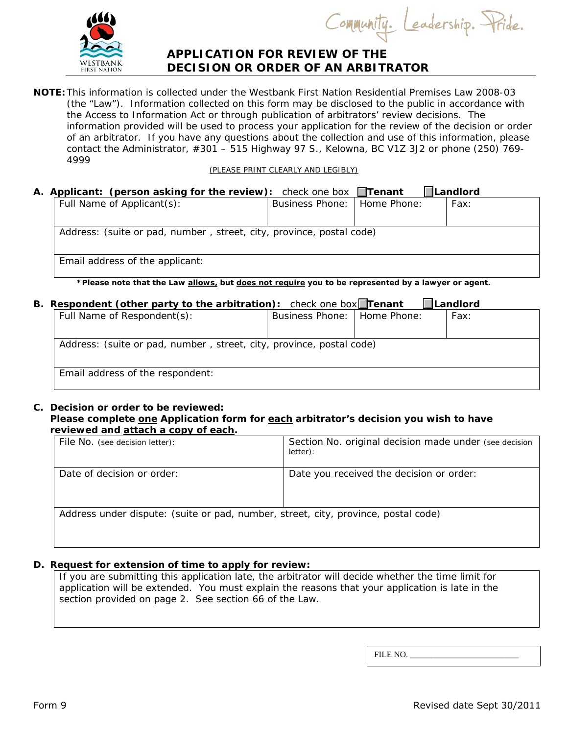Community. Leadership. Pride.

# APPLICATION FOR REVIEW OF THE DECISION OR ORDER OF AN ARBITRATOR

**NOTE:** This information is collected under the Westbank First Nation Residential Premises Law 2008-03 (the "Law"). Information collected on this form may be disclosed to the public in accordance with the Access to Information Act or through publication of arbitrators' review decisions. The information provided will be used to process your application for the review of the decision or order of an arbitrator. If you have any questions about the collection and use of this information, please contact the Administrator, #301 – 515 Highway 97 S., Kelowna, BC V1Z 3J2 or phone (250) 769-4999

(PLEASE PRINT CLEARLY AND LEGIBLY)

**A. Applicant: (person asking for the review):** check one box ☐ **Tenant** ☐ **Landlord**

| Full Name of Applicant(s): | Business Phone: | Home Phone: | Fax: |
|---|---|---|---|
| Address: (suite or pad, number , street, city, province, postal code) | | | |
| Email address of the applicant: | | | |

***Please note that the Law allows, but does not require you to be represented by a lawyer or agent.**

**B. Respondent (other party to the arbitration):** check one box ☐ **Tenant** ☐ **Landlord**

| Full Name of Respondent(s): | Business Phone: | Home Phone: | Fax: |
|---|---|---|---|
| Address: (suite or pad, number , street, city, province, postal code) | | | |
| Email address of the respondent: | | | |

**C. Decision or order to be reviewed:**
**Please complete one Application form for each arbitrator's decision you wish to have reviewed and attach a copy of each.**

| File No. (see decision letter): | Section No. original decision made under (see decision letter): |
|---|---|
| Date of decision or order: | Date you received the decision or order: |
| Address under dispute: (suite or pad, number, street, city, province, postal code) | |

**D. Request for extension of time to apply for review:**

If you are submitting this application late, the arbitrator will decide whether the time limit for application will be extended. You must explain the reasons that your application is late in the section provided on page 2. See section 66 of the Law.

FILE NO. _______________________

Form 9

Revised date Sept 30/2011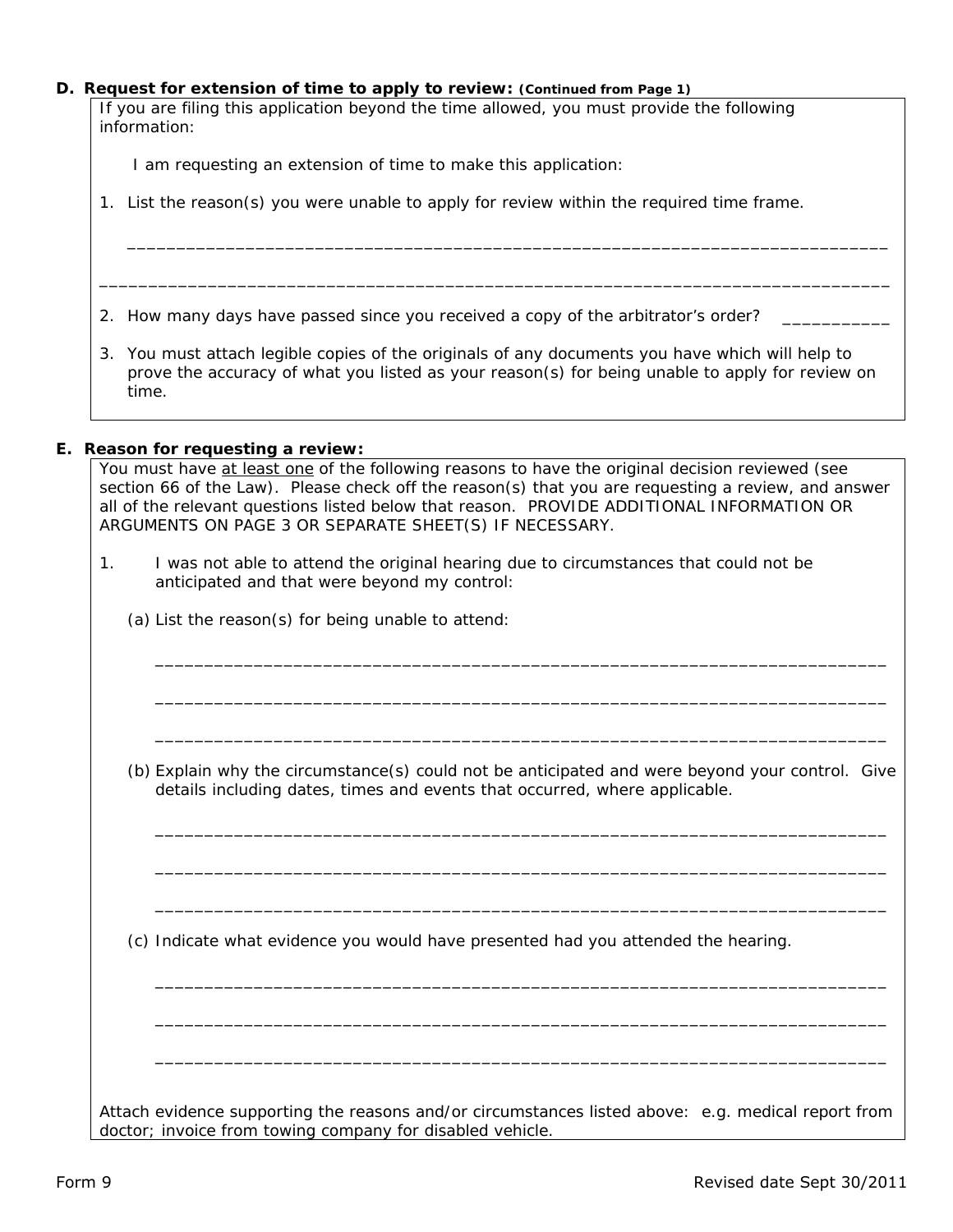**D. Request for extension of time to apply to review:** **(Continued from Page 1)**

If you are filing this application beyond the time allowed, you must provide the following information:

I am requesting an extension of time to make this application:

1. List the reason(s) you were unable to apply for review within the required time frame.

   ________________________________________________________________________________

________________________________________________________________________________

2. How many days have passed since you received a copy of the arbitrator's order? ___________

3. You must attach legible copies of the originals of any documents you have which will help to prove the accuracy of what you listed as your reason(s) for being unable to apply for review on time.

**E. Reason for requesting a review:**

You must have <u>at least one</u> of the following reasons to have the original decision reviewed (see section 66 of the Law). Please check off the reason(s) that you are requesting a review, and answer all of the relevant questions listed below that reason. PROVIDE ADDITIONAL INFORMATION OR ARGUMENTS ON PAGE 3 OR SEPARATE SHEET(S) IF NECESSARY.

1. I was not able to attend the original hearing due to circumstances that could not be anticipated and that were beyond my control:

   (a) List the reason(s) for being unable to attend:

   ____________________________________________________________________________

   ____________________________________________________________________________

   ____________________________________________________________________________

   (b) Explain why the circumstance(s) could not be anticipated and were beyond your control. Give details including dates, times and events that occurred, where applicable.

   ____________________________________________________________________________

   ____________________________________________________________________________

   ____________________________________________________________________________

   (c) Indicate what evidence you would have presented had you attended the hearing.

   ____________________________________________________________________________

   ____________________________________________________________________________

   ____________________________________________________________________________

Attach evidence supporting the reasons and/or circumstances listed above: e.g. medical report from doctor; invoice from towing company for disabled vehicle.

Form 9 Revised date Sept 30/2011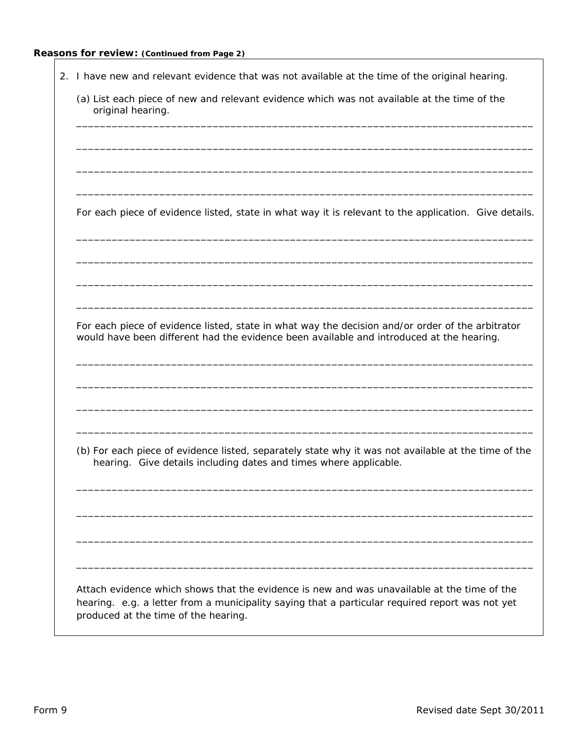**Reasons for review:** ***(Continued from Page 2)***

2. I have new and relevant evidence that was not available at the time of the original hearing.

   (a) List each piece of new and relevant evidence which was not available at the time of the original hearing.

   ________________________________________________________________________________

   ________________________________________________________________________________

   ________________________________________________________________________________

   ________________________________________________________________________________

   For each piece of evidence listed, state in what way it is relevant to the application. Give details.

   ________________________________________________________________________________

   ________________________________________________________________________________

   ________________________________________________________________________________

   ________________________________________________________________________________

   For each piece of evidence listed, state in what way the decision and/or order of the arbitrator would have been different had the evidence been available and introduced at the hearing.

   ________________________________________________________________________________

   ________________________________________________________________________________

   ________________________________________________________________________________

   ________________________________________________________________________________

   (b) For each piece of evidence listed, separately state why it was not available at the time of the hearing. Give details including dates and times where applicable.

   ________________________________________________________________________________

   ________________________________________________________________________________

   ________________________________________________________________________________

   ________________________________________________________________________________

   Attach evidence which shows that the evidence is new and was unavailable at the time of the hearing. e.g. a letter from a municipality saying that a particular required report was not yet produced at the time of the hearing.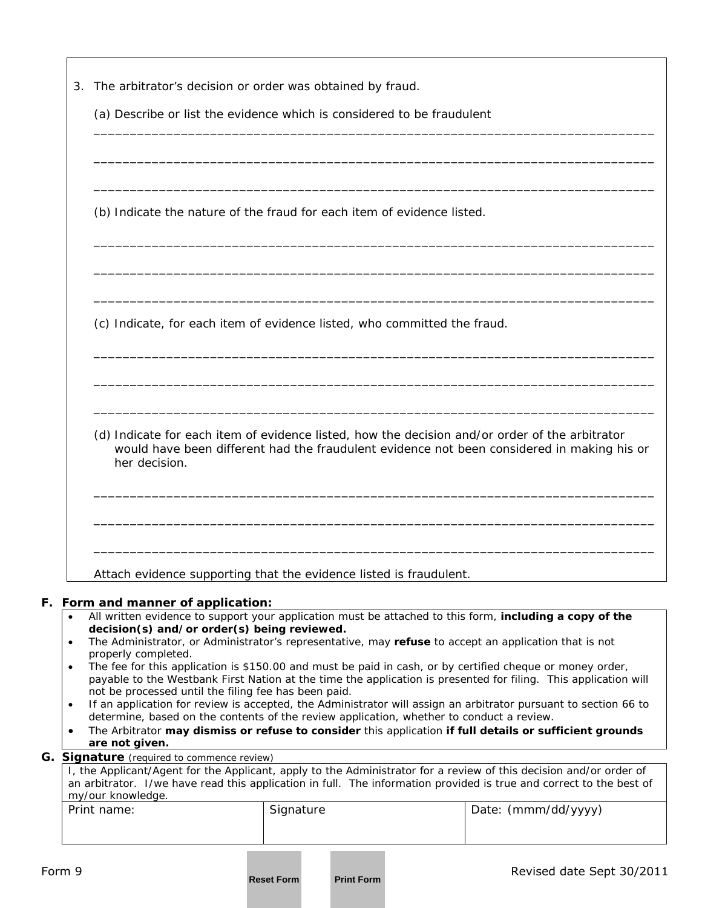3. The arbitrator's decision or order was obtained by fraud.

   (a) Describe or list the evidence which is considered to be fraudulent

   ______________________________________________________________________________

   ______________________________________________________________________________

   ______________________________________________________________________________

   (b) Indicate the nature of the fraud for each item of evidence listed.

   ______________________________________________________________________________

   ______________________________________________________________________________

   ______________________________________________________________________________

   (c) Indicate, for each item of evidence listed, who committed the fraud.

   ______________________________________________________________________________

   ______________________________________________________________________________

   ______________________________________________________________________________

   (d) Indicate for each item of evidence listed, how the decision and/or order of the arbitrator would have been different had the fraudulent evidence not been considered in making his or her decision.

   ______________________________________________________________________________

   ______________________________________________________________________________

   ______________________________________________________________________________

   Attach evidence supporting that the evidence listed is fraudulent.

**F. Form and manner of application:**

- All written evidence to support your application must be attached to this form, **including a copy of the decision(s) and/or order(s) being reviewed.**
- The Administrator, or Administrator's representative, may **refuse** to accept an application that is not properly completed.
- The fee for this application is $150.00 and must be paid in cash, or by certified cheque or money order, payable to the Westbank First Nation at the time the application is presented for filing. This application will not be processed until the filing fee has been paid.
- If an application for review is accepted, the Administrator will assign an arbitrator pursuant to section 66 to determine, based on the contents of the review application, whether to conduct a review.
- The Arbitrator **may dismiss or refuse to consider** this application **if full details or sufficient grounds are not given.**

**G. Signature** *(required to commence review)*

I, the Applicant/Agent for the Applicant, apply to the Administrator for a review of this decision and/or order of an arbitrator. I/we have read this application in full. The information provided is true and correct to the best of my/our knowledge.

| Print name: | Signature | Date: (mmm/dd/yyyy) |
|---|---|---|
| | | |

Form 9

Reset Form Print Form

Revised date Sept 30/2011